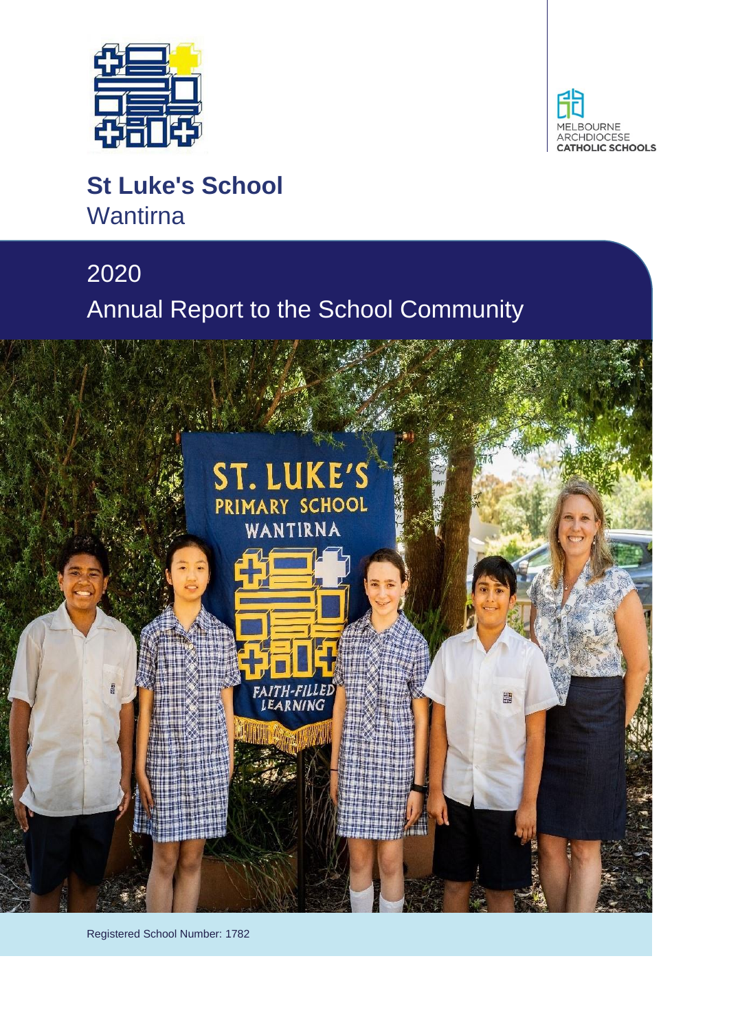MELBOURNE ARCHDIOCESE CATHOLIC SCHOOLS

# St Luke's School
## Wantirna

## 2020
## Annual Report to the School Community

Registered School Number: 1782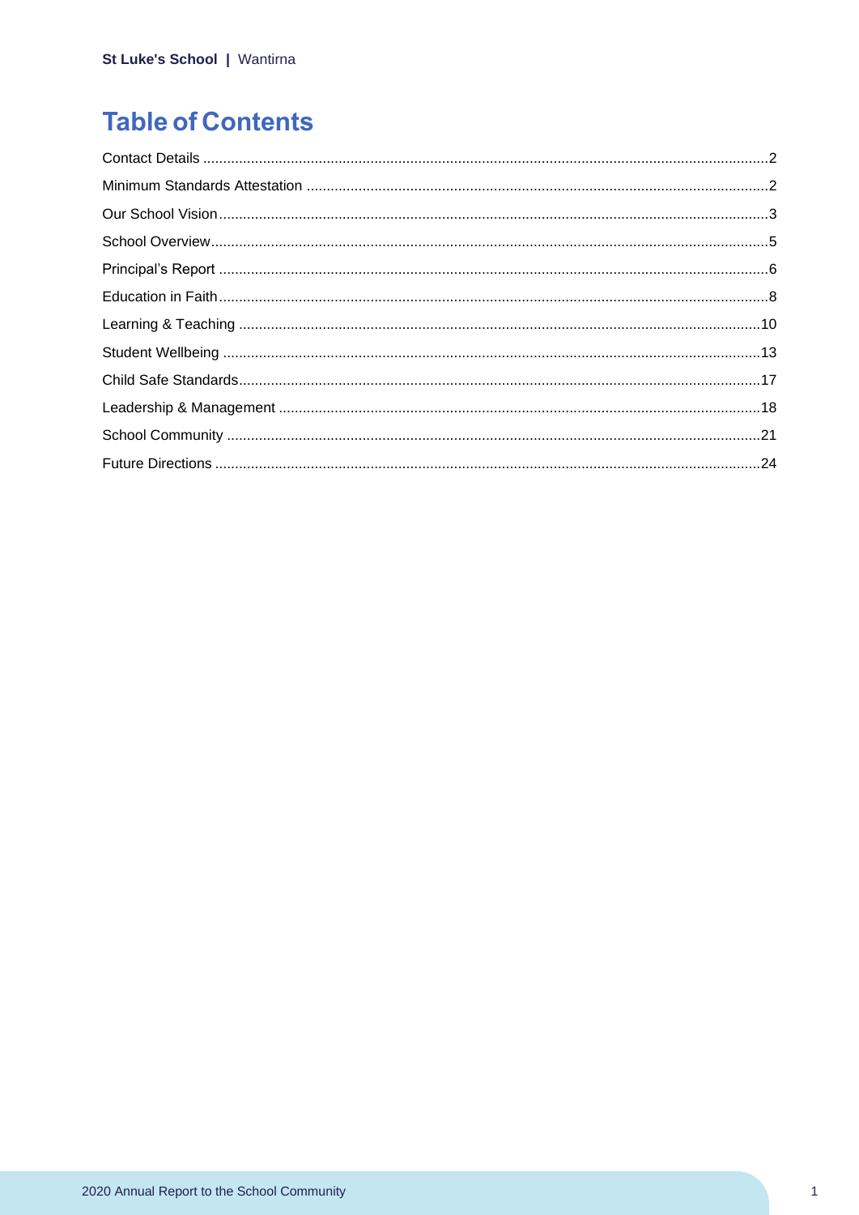# Table of Contents

Contact Details ........................................................................................................................................2

Minimum Standards Attestation ...............................................................................................................2

Our School Vision.....................................................................................................................................3

School Overview.......................................................................................................................................5

Principal's Report .....................................................................................................................................6

Education in Faith.....................................................................................................................................8

Learning & Teaching ..............................................................................................................................10

Student Wellbeing ..................................................................................................................................13

Child Safe Standards..............................................................................................................................17

Leadership & Management ....................................................................................................................18

School Community .................................................................................................................................21

Future Directions ....................................................................................................................................24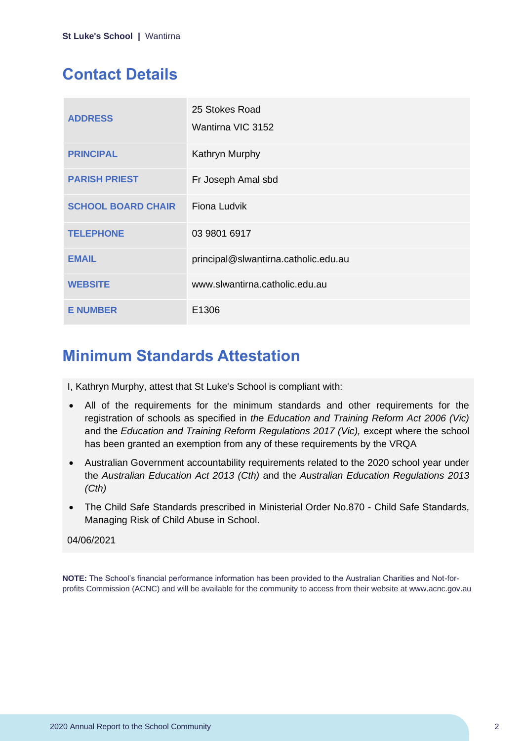## Contact Details

| | |
|---|---|
| **ADDRESS** | 25 Stokes Road<br>Wantirna VIC 3152 |
| **PRINCIPAL** | Kathryn Murphy |
| **PARISH PRIEST** | Fr Joseph Amal sbd |
| **SCHOOL BOARD CHAIR** | Fiona Ludvik |
| **TELEPHONE** | 03 9801 6917 |
| **EMAIL** | principal@slwantirna.catholic.edu.au |
| **WEBSITE** | www.slwantirna.catholic.edu.au |
| **E NUMBER** | E1306 |

## Minimum Standards Attestation

I, Kathryn Murphy, attest that St Luke's School is compliant with:

- All of the requirements for the minimum standards and other requirements for the registration of schools as specified in *the Education and Training Reform Act 2006 (Vic)* and the *Education and Training Reform Regulations 2017 (Vic),* except where the school has been granted an exemption from any of these requirements by the VRQA
- Australian Government accountability requirements related to the 2020 school year under the *Australian Education Act 2013 (Cth)* and the *Australian Education Regulations 2013 (Cth)*
- The Child Safe Standards prescribed in Ministerial Order No.870 - Child Safe Standards, Managing Risk of Child Abuse in School.

04/06/2021

**NOTE:** The School's financial performance information has been provided to the Australian Charities and Not-for-profits Commission (ACNC) and will be available for the community to access from their website at www.acnc.gov.au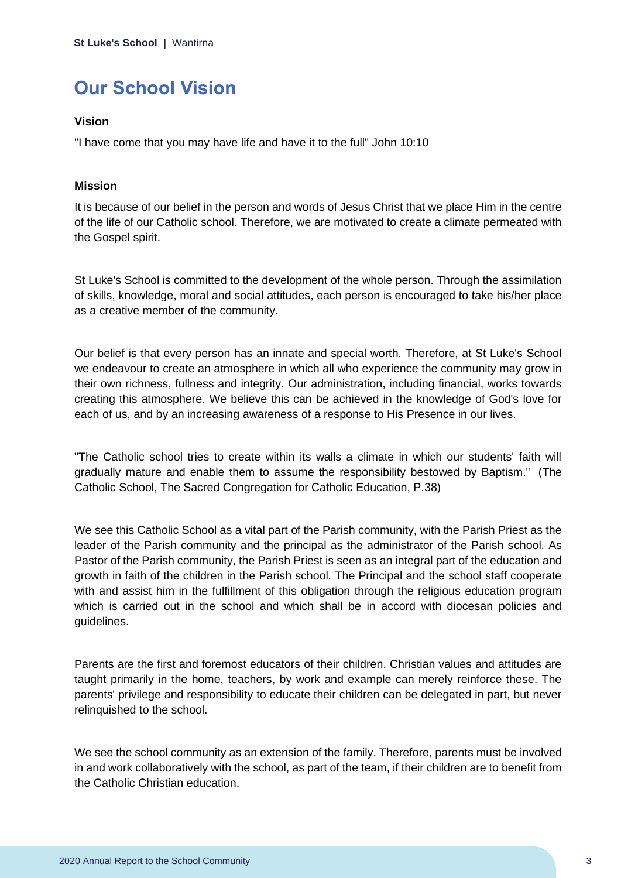# Our School Vision

### Vision

"I have come that you may have life and have it to the full" John 10:10

### Mission

It is because of our belief in the person and words of Jesus Christ that we place Him in the centre of the life of our Catholic school. Therefore, we are motivated to create a climate permeated with the Gospel spirit.

St Luke's School is committed to the development of the whole person. Through the assimilation of skills, knowledge, moral and social attitudes, each person is encouraged to take his/her place as a creative member of the community.

Our belief is that every person has an innate and special worth. Therefore, at St Luke's School we endeavour to create an atmosphere in which all who experience the community may grow in their own richness, fullness and integrity. Our administration, including financial, works towards creating this atmosphere. We believe this can be achieved in the knowledge of God's love for each of us, and by an increasing awareness of a response to His Presence in our lives.

"The Catholic school tries to create within its walls a climate in which our students' faith will gradually mature and enable them to assume the responsibility bestowed by Baptism." (The Catholic School, The Sacred Congregation for Catholic Education, P.38)

We see this Catholic School as a vital part of the Parish community, with the Parish Priest as the leader of the Parish community and the principal as the administrator of the Parish school. As Pastor of the Parish community, the Parish Priest is seen as an integral part of the education and growth in faith of the children in the Parish school. The Principal and the school staff cooperate with and assist him in the fulfillment of this obligation through the religious education program which is carried out in the school and which shall be in accord with diocesan policies and guidelines.

Parents are the first and foremost educators of their children. Christian values and attitudes are taught primarily in the home, teachers, by work and example can merely reinforce these. The parents' privilege and responsibility to educate their children can be delegated in part, but never relinquished to the school.

We see the school community as an extension of the family. Therefore, parents must be involved in and work collaboratively with the school, as part of the team, if their children are to benefit from the Catholic Christian education.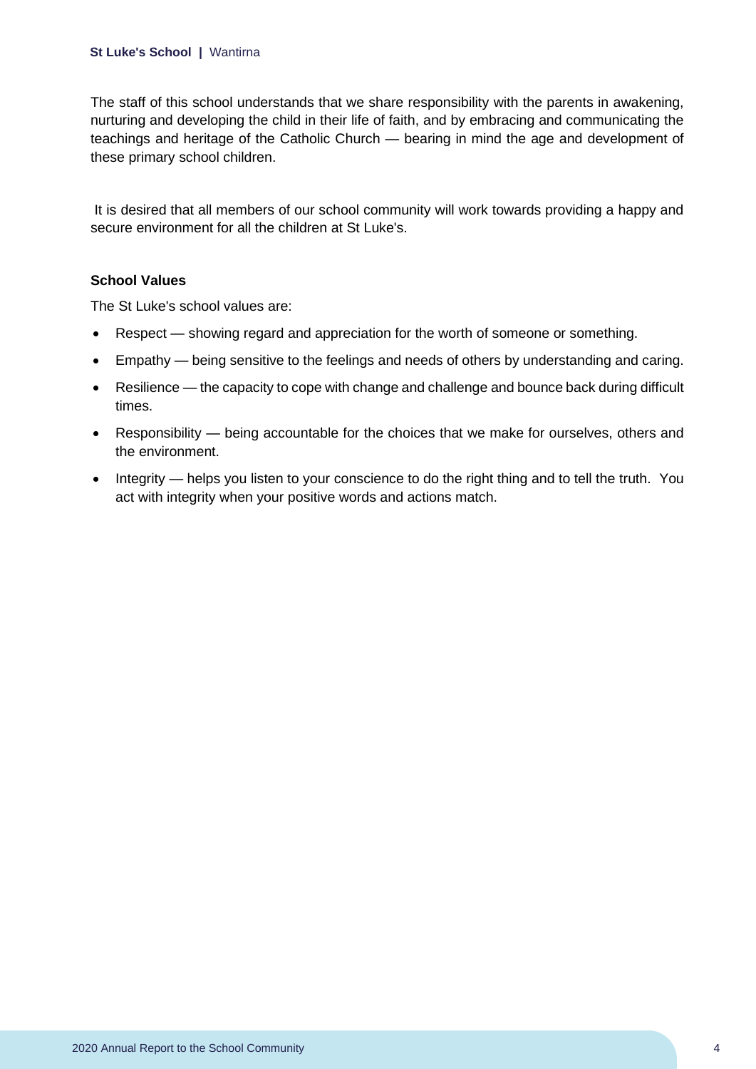The staff of this school understands that we share responsibility with the parents in awakening, nurturing and developing the child in their life of faith, and by embracing and communicating the teachings and heritage of the Catholic Church — bearing in mind the age and development of these primary school children.

It is desired that all members of our school community will work towards providing a happy and secure environment for all the children at St Luke's.

**School Values**

The St Luke's school values are:

- Respect — showing regard and appreciation for the worth of someone or something.
- Empathy — being sensitive to the feelings and needs of others by understanding and caring.
- Resilience — the capacity to cope with change and challenge and bounce back during difficult times.
- Responsibility — being accountable for the choices that we make for ourselves, others and the environment.
- Integrity — helps you listen to your conscience to do the right thing and to tell the truth. You act with integrity when your positive words and actions match.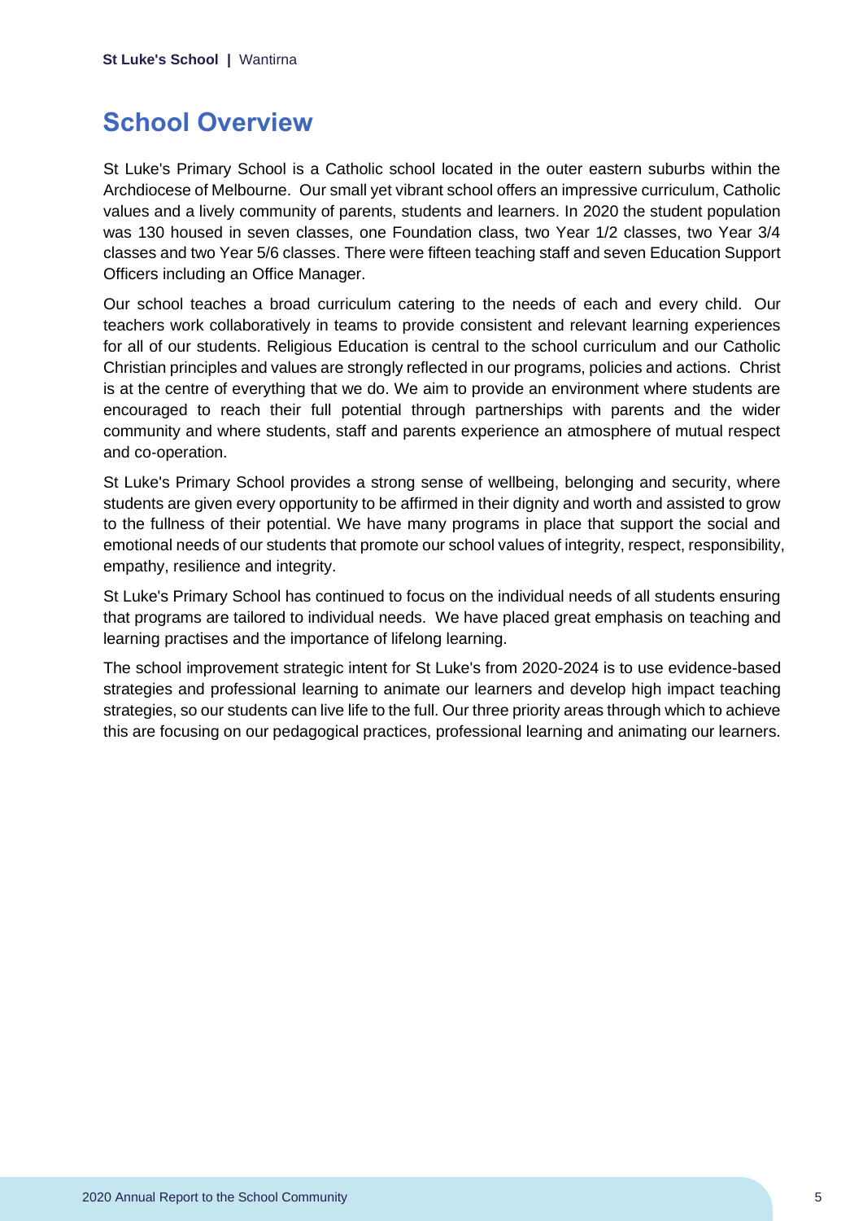## School Overview

St Luke's Primary School is a Catholic school located in the outer eastern suburbs within the Archdiocese of Melbourne. Our small yet vibrant school offers an impressive curriculum, Catholic values and a lively community of parents, students and learners. In 2020 the student population was 130 housed in seven classes, one Foundation class, two Year 1/2 classes, two Year 3/4 classes and two Year 5/6 classes. There were fifteen teaching staff and seven Education Support Officers including an Office Manager.

Our school teaches a broad curriculum catering to the needs of each and every child. Our teachers work collaboratively in teams to provide consistent and relevant learning experiences for all of our students. Religious Education is central to the school curriculum and our Catholic Christian principles and values are strongly reflected in our programs, policies and actions. Christ is at the centre of everything that we do. We aim to provide an environment where students are encouraged to reach their full potential through partnerships with parents and the wider community and where students, staff and parents experience an atmosphere of mutual respect and co-operation.

St Luke's Primary School provides a strong sense of wellbeing, belonging and security, where students are given every opportunity to be affirmed in their dignity and worth and assisted to grow to the fullness of their potential. We have many programs in place that support the social and emotional needs of our students that promote our school values of integrity, respect, responsibility, empathy, resilience and integrity.

St Luke's Primary School has continued to focus on the individual needs of all students ensuring that programs are tailored to individual needs. We have placed great emphasis on teaching and learning practises and the importance of lifelong learning.

The school improvement strategic intent for St Luke's from 2020-2024 is to use evidence-based strategies and professional learning to animate our learners and develop high impact teaching strategies, so our students can live life to the full. Our three priority areas through which to achieve this are focusing on our pedagogical practices, professional learning and animating our learners.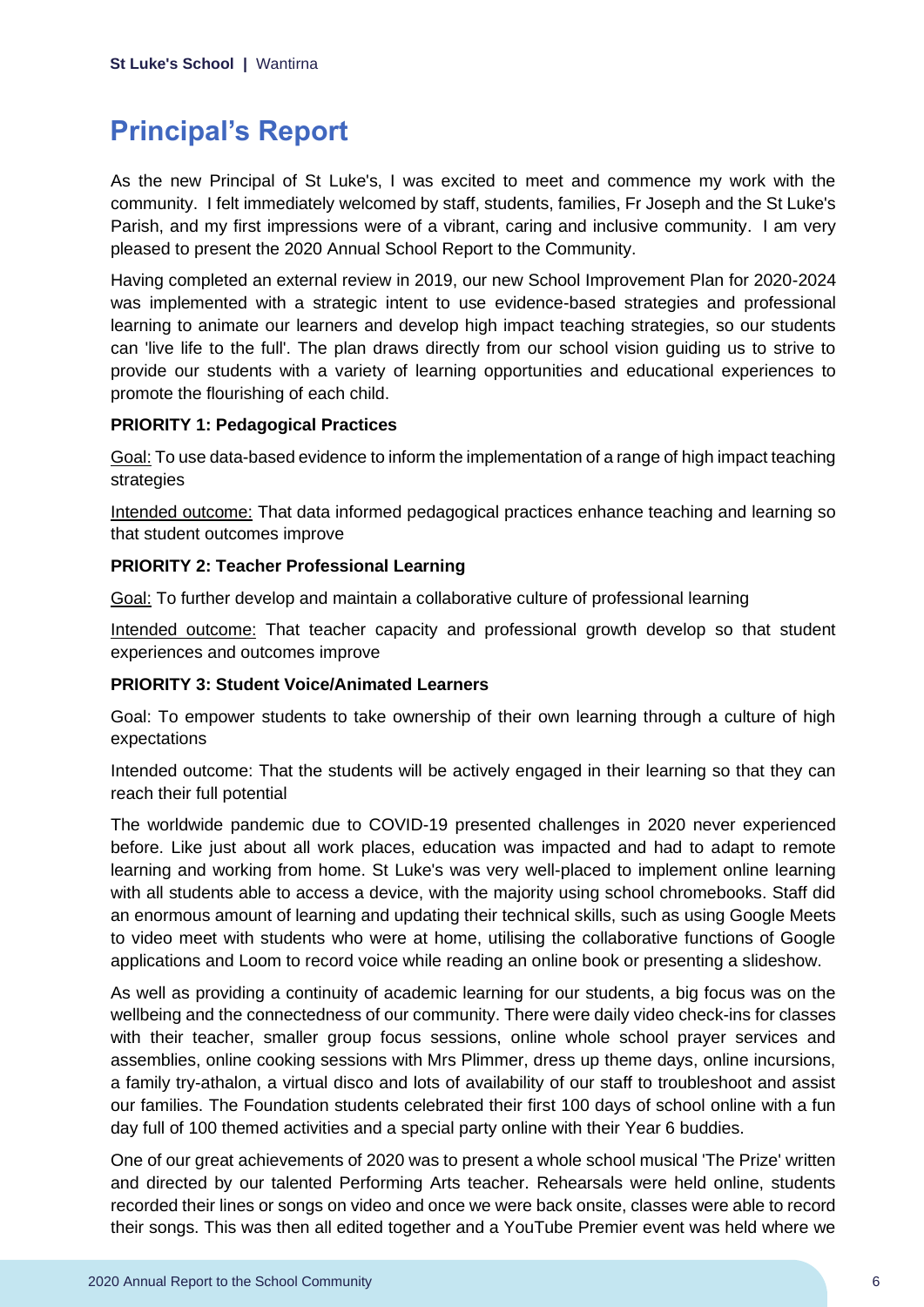# Principal's Report

As the new Principal of St Luke's, I was excited to meet and commence my work with the community. I felt immediately welcomed by staff, students, families, Fr Joseph and the St Luke's Parish, and my first impressions were of a vibrant, caring and inclusive community. I am very pleased to present the 2020 Annual School Report to the Community.

Having completed an external review in 2019, our new School Improvement Plan for 2020-2024 was implemented with a strategic intent to use evidence-based strategies and professional learning to animate our learners and develop high impact teaching strategies, so our students can 'live life to the full'. The plan draws directly from our school vision guiding us to strive to provide our students with a variety of learning opportunities and educational experiences to promote the flourishing of each child.

**PRIORITY 1: Pedagogical Practices**

<u>Goal:</u> To use data-based evidence to inform the implementation of a range of high impact teaching strategies

<u>Intended outcome:</u> That data informed pedagogical practices enhance teaching and learning so that student outcomes improve

**PRIORITY 2: Teacher Professional Learning**

<u>Goal:</u> To further develop and maintain a collaborative culture of professional learning

<u>Intended outcome:</u> That teacher capacity and professional growth develop so that student experiences and outcomes improve

**PRIORITY 3: Student Voice/Animated Learners**

Goal: To empower students to take ownership of their own learning through a culture of high expectations

Intended outcome: That the students will be actively engaged in their learning so that they can reach their full potential

The worldwide pandemic due to COVID-19 presented challenges in 2020 never experienced before. Like just about all work places, education was impacted and had to adapt to remote learning and working from home. St Luke's was very well-placed to implement online learning with all students able to access a device, with the majority using school chromebooks. Staff did an enormous amount of learning and updating their technical skills, such as using Google Meets to video meet with students who were at home, utilising the collaborative functions of Google applications and Loom to record voice while reading an online book or presenting a slideshow.

As well as providing a continuity of academic learning for our students, a big focus was on the wellbeing and the connectedness of our community. There were daily video check-ins for classes with their teacher, smaller group focus sessions, online whole school prayer services and assemblies, online cooking sessions with Mrs Plimmer, dress up theme days, online incursions, a family try-athalon, a virtual disco and lots of availability of our staff to troubleshoot and assist our families. The Foundation students celebrated their first 100 days of school online with a fun day full of 100 themed activities and a special party online with their Year 6 buddies.

One of our great achievements of 2020 was to present a whole school musical 'The Prize' written and directed by our talented Performing Arts teacher. Rehearsals were held online, students recorded their lines or songs on video and once we were back onsite, classes were able to record their songs. This was then all edited together and a YouTube Premier event was held where we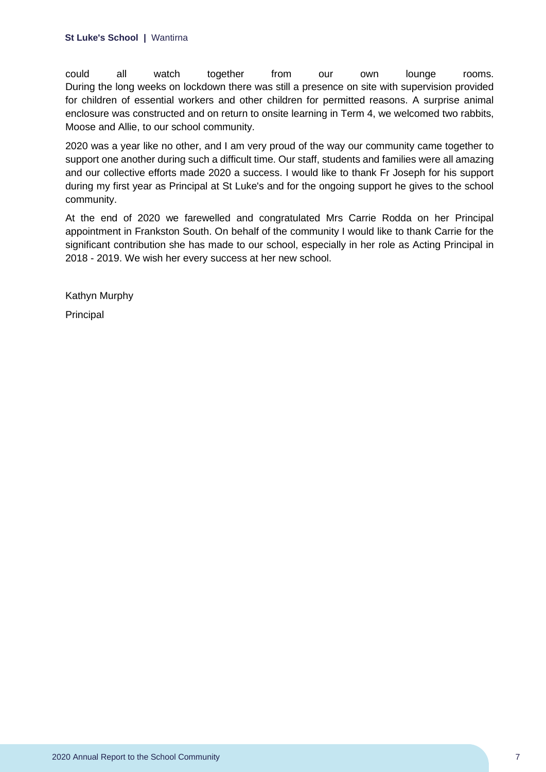could all watch together from our own lounge rooms.
During the long weeks on lockdown there was still a presence on site with supervision provided for children of essential workers and other children for permitted reasons. A surprise animal enclosure was constructed and on return to onsite learning in Term 4, we welcomed two rabbits, Moose and Allie, to our school community.

2020 was a year like no other, and I am very proud of the way our community came together to support one another during such a difficult time. Our staff, students and families were all amazing and our collective efforts made 2020 a success. I would like to thank Fr Joseph for his support during my first year as Principal at St Luke's and for the ongoing support he gives to the school community.

At the end of 2020 we farewelled and congratulated Mrs Carrie Rodda on her Principal appointment in Frankston South. On behalf of the community I would like to thank Carrie for the significant contribution she has made to our school, especially in her role as Acting Principal in 2018 - 2019. We wish her every success at her new school.

Kathyn Murphy

Principal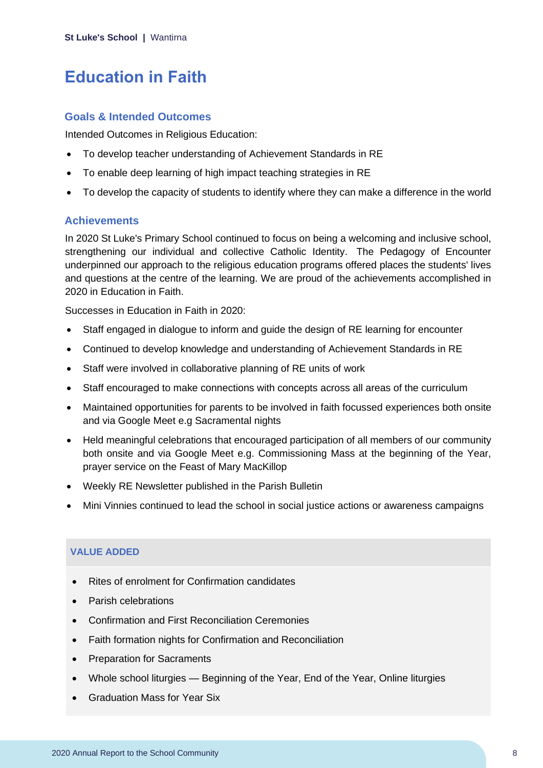# Education in Faith

## Goals & Intended Outcomes

Intended Outcomes in Religious Education:

- To develop teacher understanding of Achievement Standards in RE
- To enable deep learning of high impact teaching strategies in RE
- To develop the capacity of students to identify where they can make a difference in the world

## Achievements

In 2020 St Luke's Primary School continued to focus on being a welcoming and inclusive school, strengthening our individual and collective Catholic Identity. The Pedagogy of Encounter underpinned our approach to the religious education programs offered places the students' lives and questions at the centre of the learning. We are proud of the achievements accomplished in 2020 in Education in Faith.

Successes in Education in Faith in 2020:

- Staff engaged in dialogue to inform and guide the design of RE learning for encounter
- Continued to develop knowledge and understanding of Achievement Standards in RE
- Staff were involved in collaborative planning of RE units of work
- Staff encouraged to make connections with concepts across all areas of the curriculum
- Maintained opportunities for parents to be involved in faith focussed experiences both onsite and via Google Meet e.g Sacramental nights
- Held meaningful celebrations that encouraged participation of all members of our community both onsite and via Google Meet e.g. Commissioning Mass at the beginning of the Year, prayer service on the Feast of Mary MacKillop
- Weekly RE Newsletter published in the Parish Bulletin
- Mini Vinnies continued to lead the school in social justice actions or awareness campaigns

### VALUE ADDED

- Rites of enrolment for Confirmation candidates
- Parish celebrations
- Confirmation and First Reconciliation Ceremonies
- Faith formation nights for Confirmation and Reconciliation
- Preparation for Sacraments
- Whole school liturgies — Beginning of the Year, End of the Year, Online liturgies
- Graduation Mass for Year Six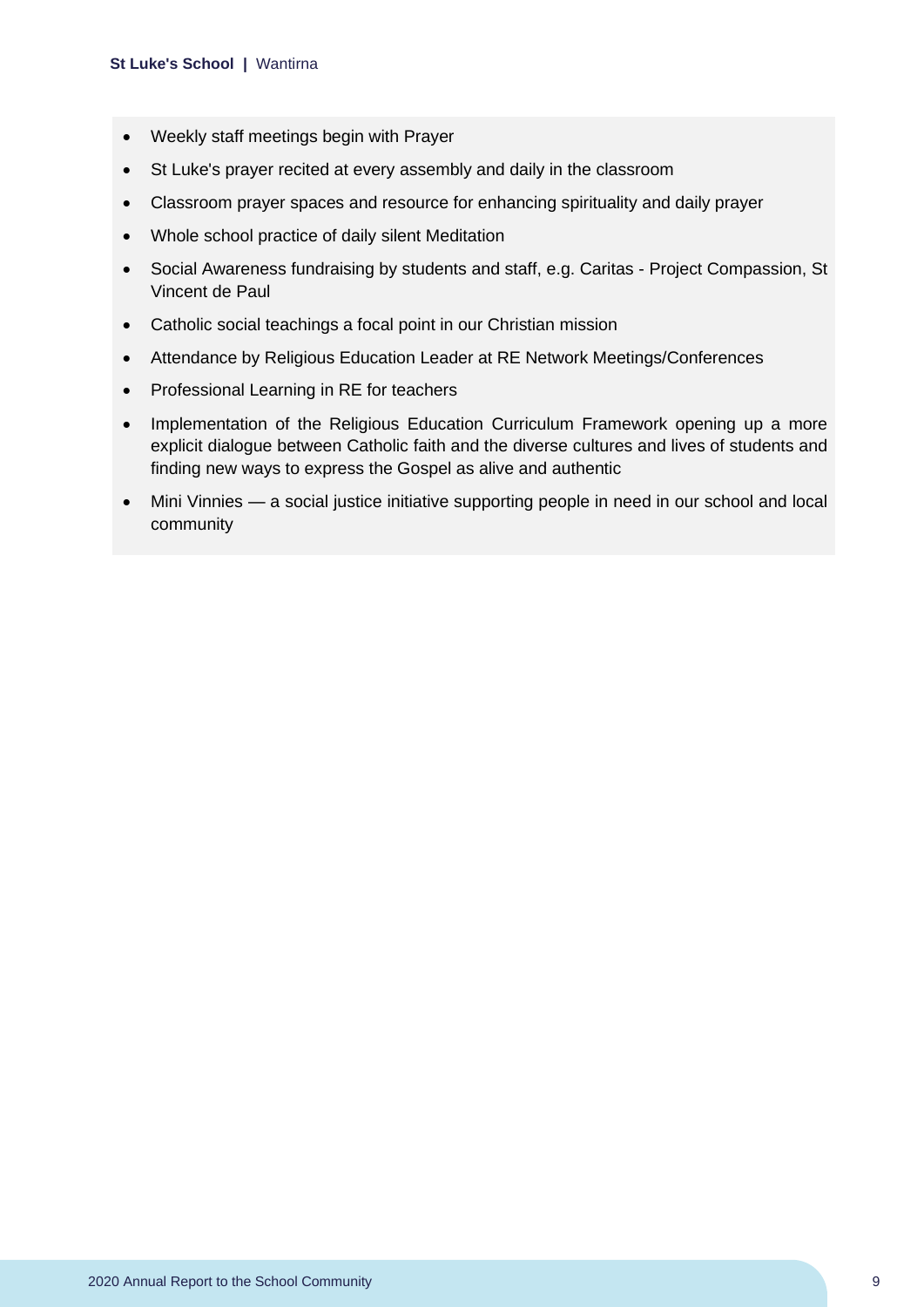- Weekly staff meetings begin with Prayer
- St Luke's prayer recited at every assembly and daily in the classroom
- Classroom prayer spaces and resource for enhancing spirituality and daily prayer
- Whole school practice of daily silent Meditation
- Social Awareness fundraising by students and staff, e.g. Caritas - Project Compassion, St Vincent de Paul
- Catholic social teachings a focal point in our Christian mission
- Attendance by Religious Education Leader at RE Network Meetings/Conferences
- Professional Learning in RE for teachers
- Implementation of the Religious Education Curriculum Framework opening up a more explicit dialogue between Catholic faith and the diverse cultures and lives of students and finding new ways to express the Gospel as alive and authentic
- Mini Vinnies — a social justice initiative supporting people in need in our school and local community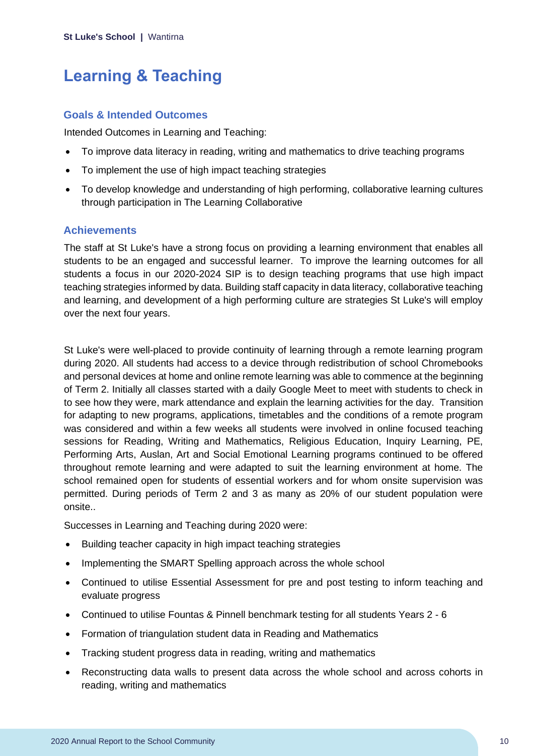# Learning & Teaching

## Goals & Intended Outcomes

Intended Outcomes in Learning and Teaching:

- To improve data literacy in reading, writing and mathematics to drive teaching programs
- To implement the use of high impact teaching strategies
- To develop knowledge and understanding of high performing, collaborative learning cultures through participation in The Learning Collaborative

## Achievements

The staff at St Luke's have a strong focus on providing a learning environment that enables all students to be an engaged and successful learner. To improve the learning outcomes for all students a focus in our 2020-2024 SIP is to design teaching programs that use high impact teaching strategies informed by data. Building staff capacity in data literacy, collaborative teaching and learning, and development of a high performing culture are strategies St Luke's will employ over the next four years.

St Luke's were well-placed to provide continuity of learning through a remote learning program during 2020. All students had access to a device through redistribution of school Chromebooks and personal devices at home and online remote learning was able to commence at the beginning of Term 2. Initially all classes started with a daily Google Meet to meet with students to check in to see how they were, mark attendance and explain the learning activities for the day. Transition for adapting to new programs, applications, timetables and the conditions of a remote program was considered and within a few weeks all students were involved in online focused teaching sessions for Reading, Writing and Mathematics, Religious Education, Inquiry Learning, PE, Performing Arts, Auslan, Art and Social Emotional Learning programs continued to be offered throughout remote learning and were adapted to suit the learning environment at home. The school remained open for students of essential workers and for whom onsite supervision was permitted. During periods of Term 2 and 3 as many as 20% of our student population were onsite..

Successes in Learning and Teaching during 2020 were:

- Building teacher capacity in high impact teaching strategies
- Implementing the SMART Spelling approach across the whole school
- Continued to utilise Essential Assessment for pre and post testing to inform teaching and evaluate progress
- Continued to utilise Fountas & Pinnell benchmark testing for all students Years 2 - 6
- Formation of triangulation student data in Reading and Mathematics
- Tracking student progress data in reading, writing and mathematics
- Reconstructing data walls to present data across the whole school and across cohorts in reading, writing and mathematics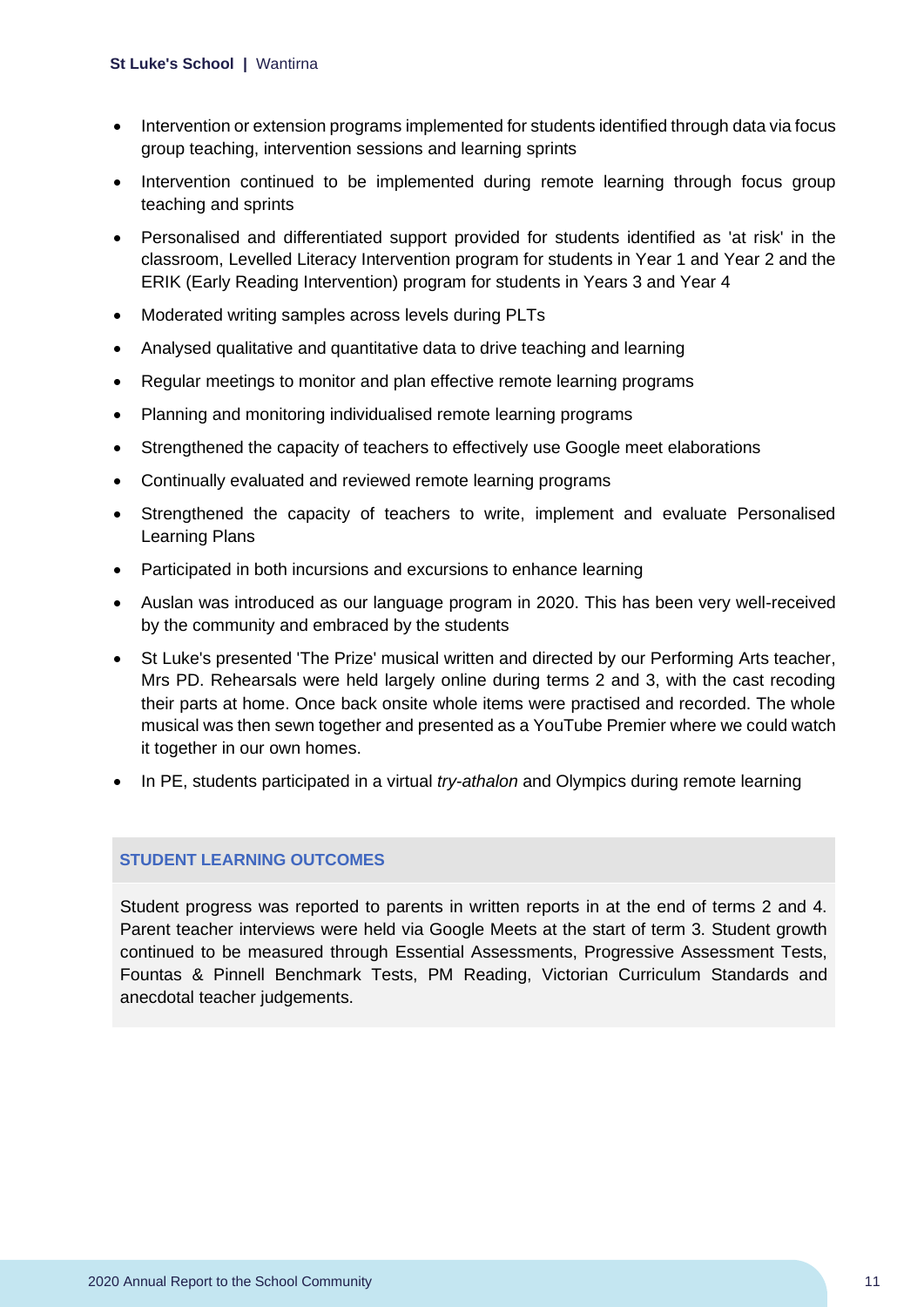- Intervention or extension programs implemented for students identified through data via focus group teaching, intervention sessions and learning sprints
- Intervention continued to be implemented during remote learning through focus group teaching and sprints
- Personalised and differentiated support provided for students identified as 'at risk' in the classroom, Levelled Literacy Intervention program for students in Year 1 and Year 2 and the ERIK (Early Reading Intervention) program for students in Years 3 and Year 4
- Moderated writing samples across levels during PLTs
- Analysed qualitative and quantitative data to drive teaching and learning
- Regular meetings to monitor and plan effective remote learning programs
- Planning and monitoring individualised remote learning programs
- Strengthened the capacity of teachers to effectively use Google meet elaborations
- Continually evaluated and reviewed remote learning programs
- Strengthened the capacity of teachers to write, implement and evaluate Personalised Learning Plans
- Participated in both incursions and excursions to enhance learning
- Auslan was introduced as our language program in 2020. This has been very well-received by the community and embraced by the students
- St Luke's presented 'The Prize' musical written and directed by our Performing Arts teacher, Mrs PD. Rehearsals were held largely online during terms 2 and 3, with the cast recoding their parts at home. Once back onsite whole items were practised and recorded. The whole musical was then sewn together and presented as a YouTube Premier where we could watch it together in our own homes.
- In PE, students participated in a virtual *try-athalon* and Olympics during remote learning

## STUDENT LEARNING OUTCOMES

Student progress was reported to parents in written reports in at the end of terms 2 and 4. Parent teacher interviews were held via Google Meets at the start of term 3. Student growth continued to be measured through Essential Assessments, Progressive Assessment Tests, Fountas & Pinnell Benchmark Tests, PM Reading, Victorian Curriculum Standards and anecdotal teacher judgements.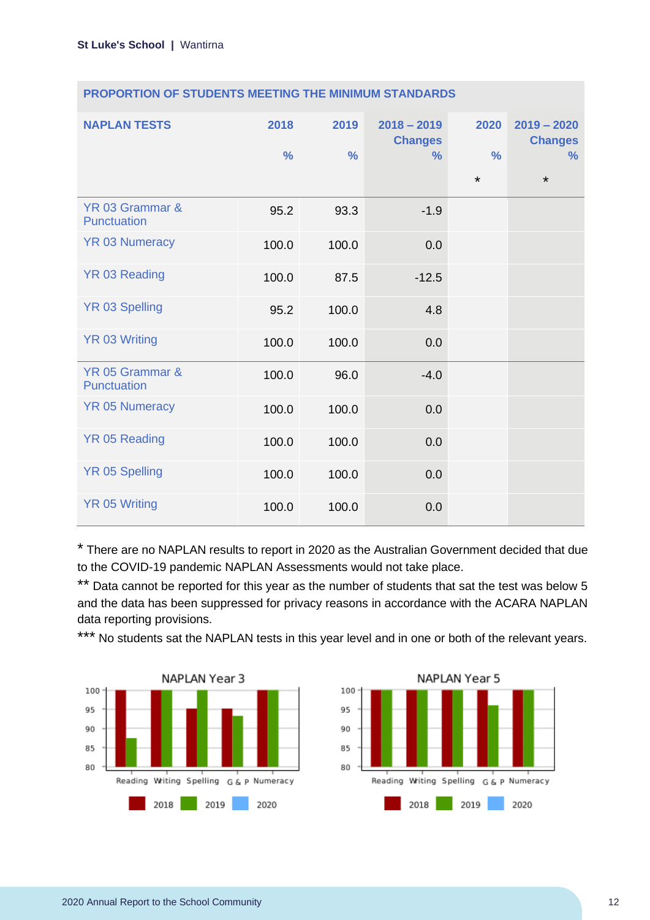| PROPORTION OF STUDENTS MEETING THE MINIMUM STANDARDS | | | | | |
|---|---|---|---|---|---|
| **NAPLAN TESTS** | **2018 %** | **2019 %** | **2018 – 2019 Changes %** | **2020 %** * | **2019 – 2020 Changes %** * |
| YR 03 Grammar & Punctuation | 95.2 | 93.3 | -1.9 | | |
| YR 03 Numeracy | 100.0 | 100.0 | 0.0 | | |
| YR 03 Reading | 100.0 | 87.5 | -12.5 | | |
| YR 03 Spelling | 95.2 | 100.0 | 4.8 | | |
| YR 03 Writing | 100.0 | 100.0 | 0.0 | | |
| YR 05 Grammar & Punctuation | 100.0 | 96.0 | -4.0 | | |
| YR 05 Numeracy | 100.0 | 100.0 | 0.0 | | |
| YR 05 Reading | 100.0 | 100.0 | 0.0 | | |
| YR 05 Spelling | 100.0 | 100.0 | 0.0 | | |
| YR 05 Writing | 100.0 | 100.0 | 0.0 | | |

\* There are no NAPLAN results to report in 2020 as the Australian Government decided that due to the COVID-19 pandemic NAPLAN Assessments would not take place.

\*\* Data cannot be reported for this year as the number of students that sat the test was below 5 and the data has been suppressed for privacy reasons in accordance with the ACARA NAPLAN data reporting provisions.

\*\*\* No students sat the NAPLAN tests in this year level and in one or both of the relevant years.

NAPLAN Year 3

NAPLAN Year 5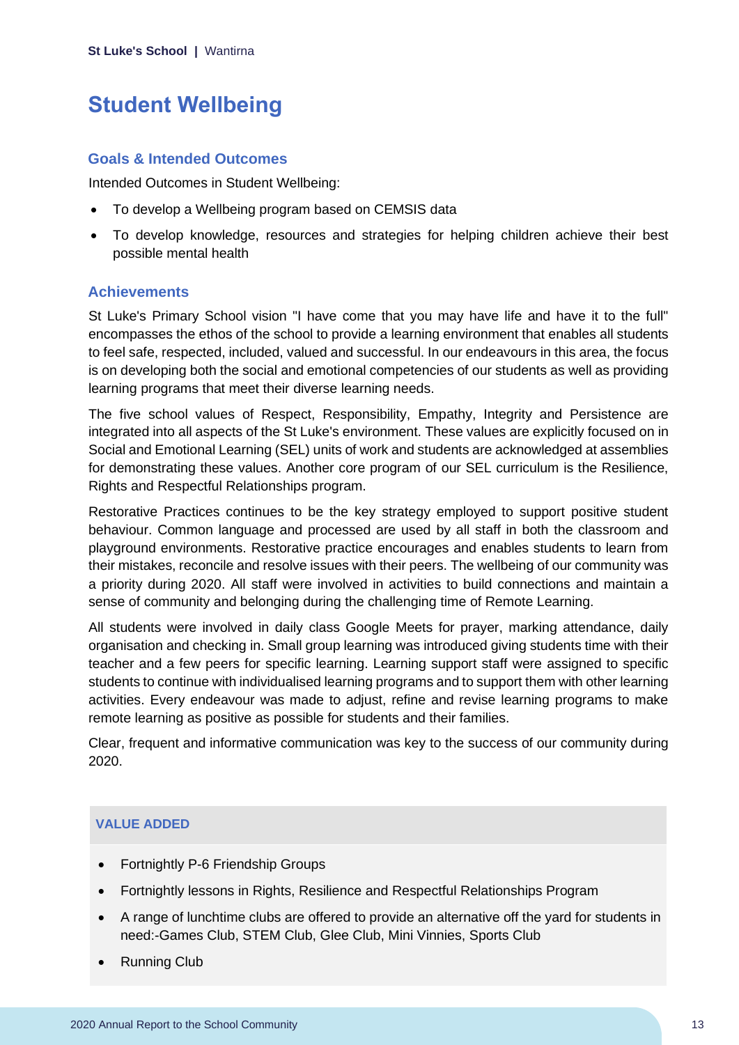# Student Wellbeing

## Goals & Intended Outcomes

Intended Outcomes in Student Wellbeing:

- To develop a Wellbeing program based on CEMSIS data
- To develop knowledge, resources and strategies for helping children achieve their best possible mental health

## Achievements

St Luke's Primary School vision "I have come that you may have life and have it to the full" encompasses the ethos of the school to provide a learning environment that enables all students to feel safe, respected, included, valued and successful. In our endeavours in this area, the focus is on developing both the social and emotional competencies of our students as well as providing learning programs that meet their diverse learning needs.

The five school values of Respect, Responsibility, Empathy, Integrity and Persistence are integrated into all aspects of the St Luke's environment. These values are explicitly focused on in Social and Emotional Learning (SEL) units of work and students are acknowledged at assemblies for demonstrating these values. Another core program of our SEL curriculum is the Resilience, Rights and Respectful Relationships program.

Restorative Practices continues to be the key strategy employed to support positive student behaviour. Common language and processed are used by all staff in both the classroom and playground environments. Restorative practice encourages and enables students to learn from their mistakes, reconcile and resolve issues with their peers. The wellbeing of our community was a priority during 2020. All staff were involved in activities to build connections and maintain a sense of community and belonging during the challenging time of Remote Learning.

All students were involved in daily class Google Meets for prayer, marking attendance, daily organisation and checking in. Small group learning was introduced giving students time with their teacher and a few peers for specific learning. Learning support staff were assigned to specific students to continue with individualised learning programs and to support them with other learning activities. Every endeavour was made to adjust, refine and revise learning programs to make remote learning as positive as possible for students and their families.

Clear, frequent and informative communication was key to the success of our community during 2020.

### VALUE ADDED

- Fortnightly P-6 Friendship Groups
- Fortnightly lessons in Rights, Resilience and Respectful Relationships Program
- A range of lunchtime clubs are offered to provide an alternative off the yard for students in need:-Games Club, STEM Club, Glee Club, Mini Vinnies, Sports Club
- Running Club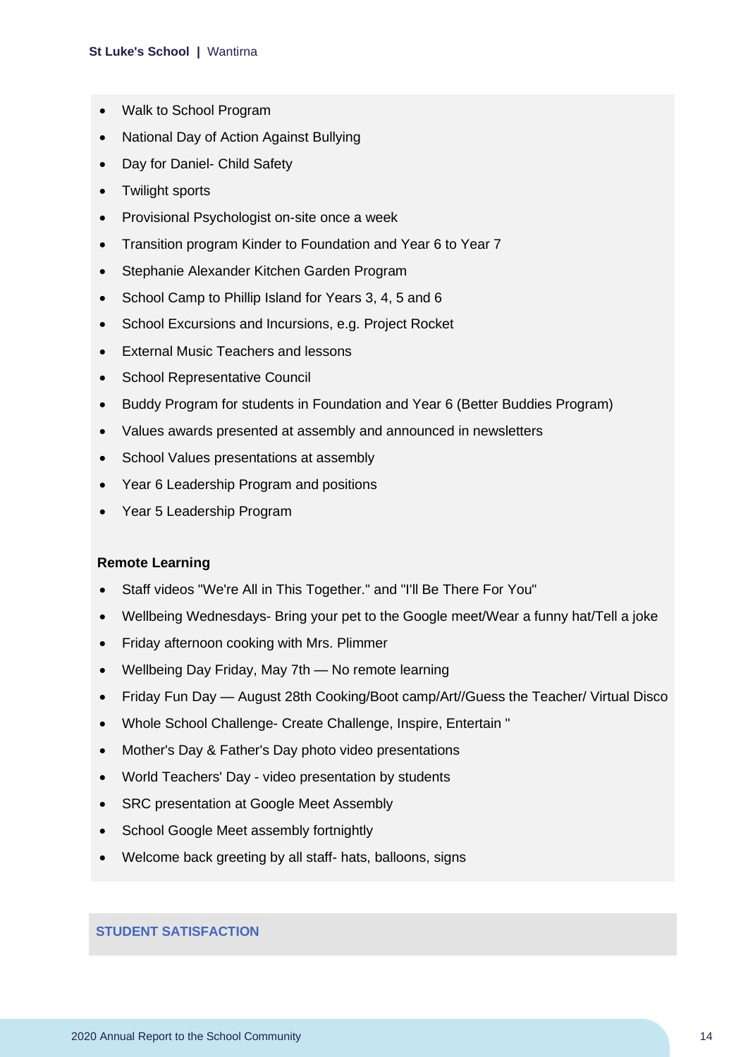- Walk to School Program
- National Day of Action Against Bullying
- Day for Daniel- Child Safety
- Twilight sports
- Provisional Psychologist on-site once a week
- Transition program Kinder to Foundation and Year 6 to Year 7
- Stephanie Alexander Kitchen Garden Program
- School Camp to Phillip Island for Years 3, 4, 5 and 6
- School Excursions and Incursions, e.g. Project Rocket
- External Music Teachers and lessons
- School Representative Council
- Buddy Program for students in Foundation and Year 6 (Better Buddies Program)
- Values awards presented at assembly and announced in newsletters
- School Values presentations at assembly
- Year 6 Leadership Program and positions
- Year 5 Leadership Program

**Remote Learning**

- Staff videos "We're All in This Together." and "I'll Be There For You"
- Wellbeing Wednesdays- Bring your pet to the Google meet/Wear a funny hat/Tell a joke
- Friday afternoon cooking with Mrs. Plimmer
- Wellbeing Day Friday, May 7th — No remote learning
- Friday Fun Day — August 28th Cooking/Boot camp/Art//Guess the Teacher/ Virtual Disco
- Whole School Challenge- Create Challenge, Inspire, Entertain "
- Mother's Day & Father's Day photo video presentations
- World Teachers' Day - video presentation by students
- SRC presentation at Google Meet Assembly
- School Google Meet assembly fortnightly
- Welcome back greeting by all staff- hats, balloons, signs

## STUDENT SATISFACTION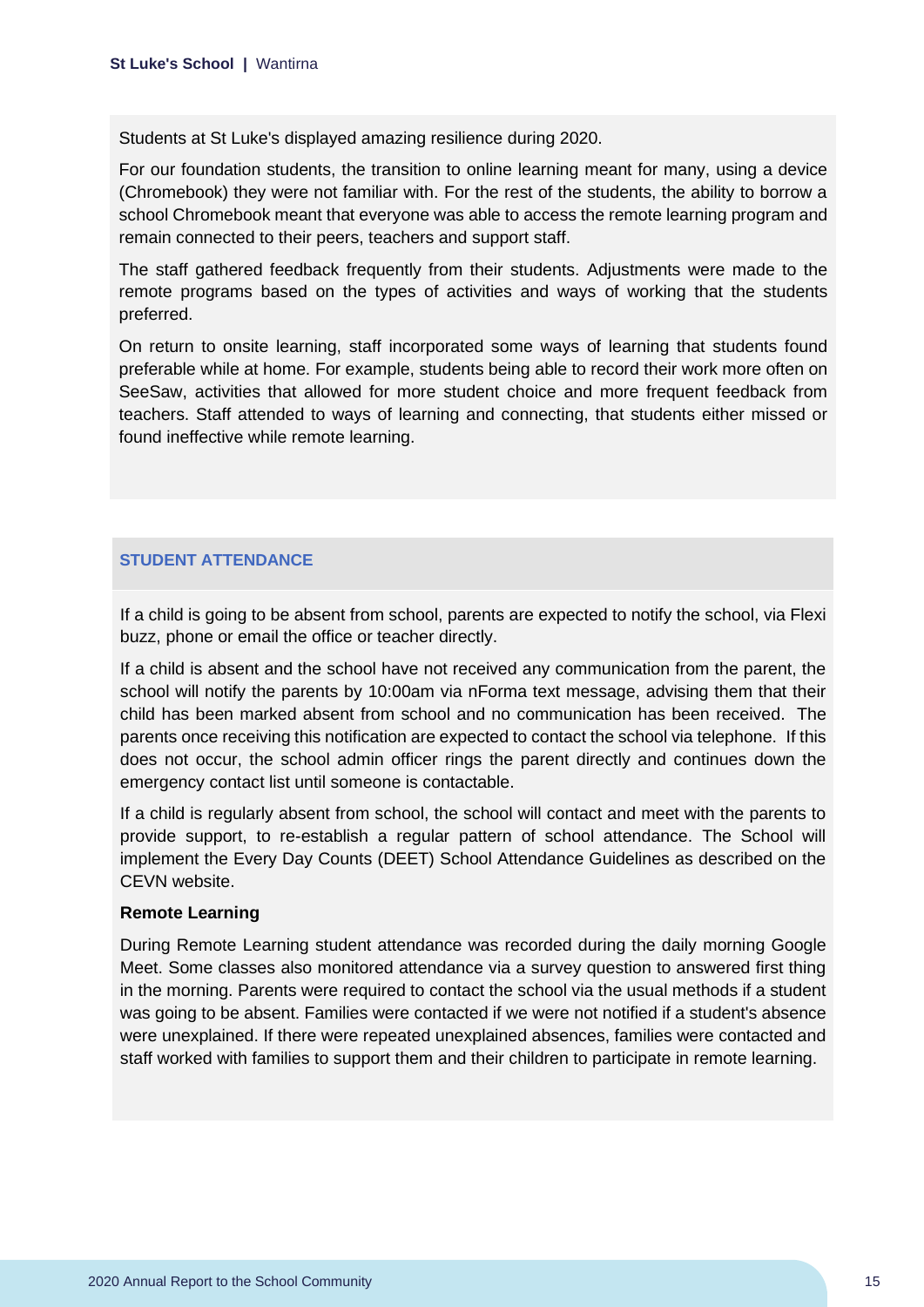Students at St Luke's displayed amazing resilience during 2020.

For our foundation students, the transition to online learning meant for many, using a device (Chromebook) they were not familiar with. For the rest of the students, the ability to borrow a school Chromebook meant that everyone was able to access the remote learning program and remain connected to their peers, teachers and support staff.

The staff gathered feedback frequently from their students. Adjustments were made to the remote programs based on the types of activities and ways of working that the students preferred.

On return to onsite learning, staff incorporated some ways of learning that students found preferable while at home. For example, students being able to record their work more often on SeeSaw, activities that allowed for more student choice and more frequent feedback from teachers. Staff attended to ways of learning and connecting, that students either missed or found ineffective while remote learning.

## STUDENT ATTENDANCE

If a child is going to be absent from school, parents are expected to notify the school, via Flexi buzz, phone or email the office or teacher directly.

If a child is absent and the school have not received any communication from the parent, the school will notify the parents by 10:00am via nForma text message, advising them that their child has been marked absent from school and no communication has been received. The parents once receiving this notification are expected to contact the school via telephone. If this does not occur, the school admin officer rings the parent directly and continues down the emergency contact list until someone is contactable.

If a child is regularly absent from school, the school will contact and meet with the parents to provide support, to re-establish a regular pattern of school attendance. The School will implement the Every Day Counts (DEET) School Attendance Guidelines as described on the CEVN website.

**Remote Learning**

During Remote Learning student attendance was recorded during the daily morning Google Meet. Some classes also monitored attendance via a survey question to answered first thing in the morning. Parents were required to contact the school via the usual methods if a student was going to be absent. Families were contacted if we were not notified if a student's absence were unexplained. If there were repeated unexplained absences, families were contacted and staff worked with families to support them and their children to participate in remote learning.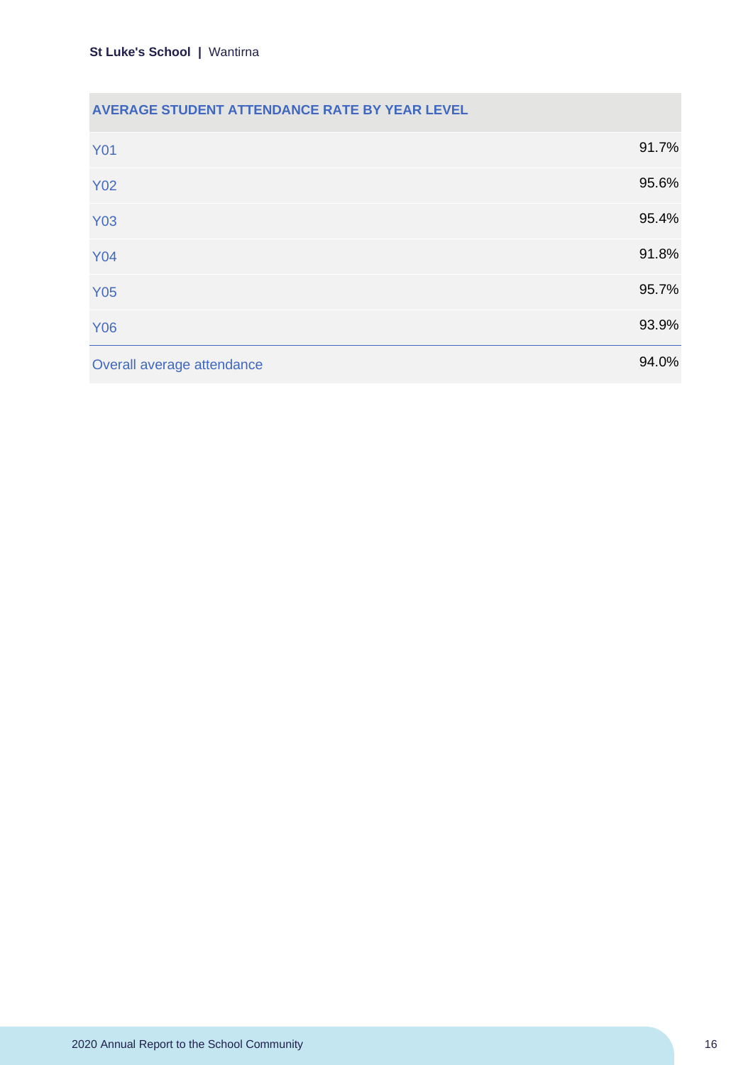| AVERAGE STUDENT ATTENDANCE RATE BY YEAR LEVEL | |
|---|---|
| Y01 | 91.7% |
| Y02 | 95.6% |
| Y03 | 95.4% |
| Y04 | 91.8% |
| Y05 | 95.7% |
| Y06 | 93.9% |
| Overall average attendance | 94.0% |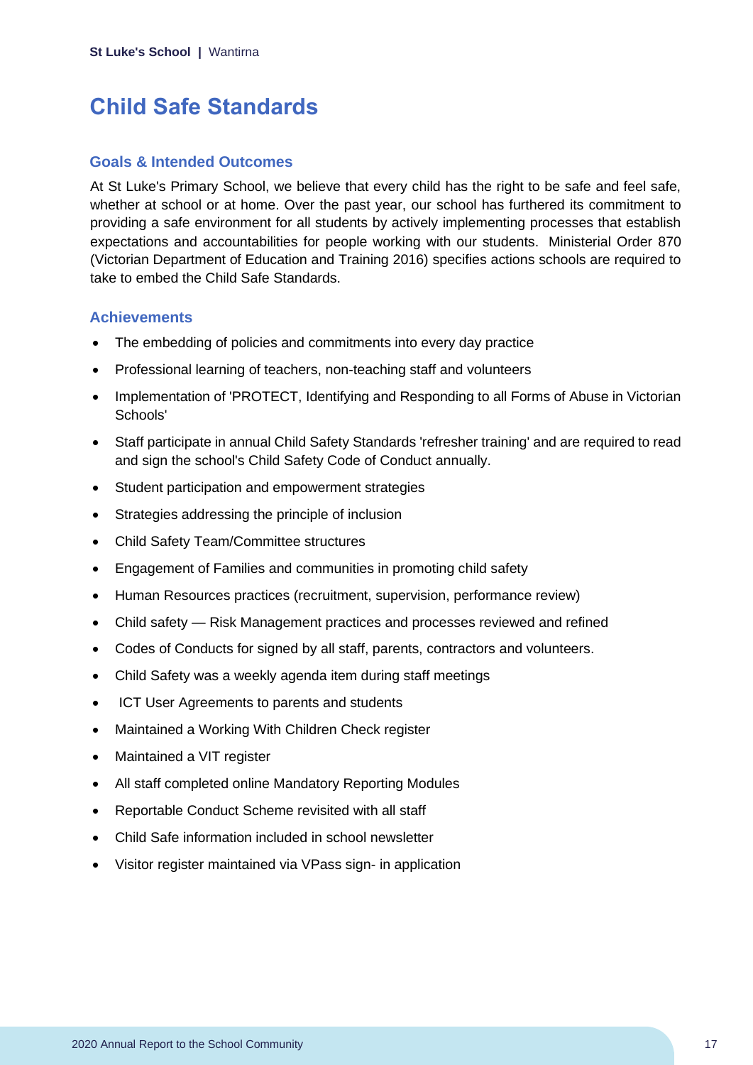# Child Safe Standards

## Goals & Intended Outcomes

At St Luke's Primary School, we believe that every child has the right to be safe and feel safe, whether at school or at home. Over the past year, our school has furthered its commitment to providing a safe environment for all students by actively implementing processes that establish expectations and accountabilities for people working with our students. Ministerial Order 870 (Victorian Department of Education and Training 2016) specifies actions schools are required to take to embed the Child Safe Standards.

## Achievements

- The embedding of policies and commitments into every day practice
- Professional learning of teachers, non-teaching staff and volunteers
- Implementation of 'PROTECT, Identifying and Responding to all Forms of Abuse in Victorian Schools'
- Staff participate in annual Child Safety Standards 'refresher training' and are required to read and sign the school's Child Safety Code of Conduct annually.
- Student participation and empowerment strategies
- Strategies addressing the principle of inclusion
- Child Safety Team/Committee structures
- Engagement of Families and communities in promoting child safety
- Human Resources practices (recruitment, supervision, performance review)
- Child safety — Risk Management practices and processes reviewed and refined
- Codes of Conducts for signed by all staff, parents, contractors and volunteers.
- Child Safety was a weekly agenda item during staff meetings
- ICT User Agreements to parents and students
- Maintained a Working With Children Check register
- Maintained a VIT register
- All staff completed online Mandatory Reporting Modules
- Reportable Conduct Scheme revisited with all staff
- Child Safe information included in school newsletter
- Visitor register maintained via VPass sign- in application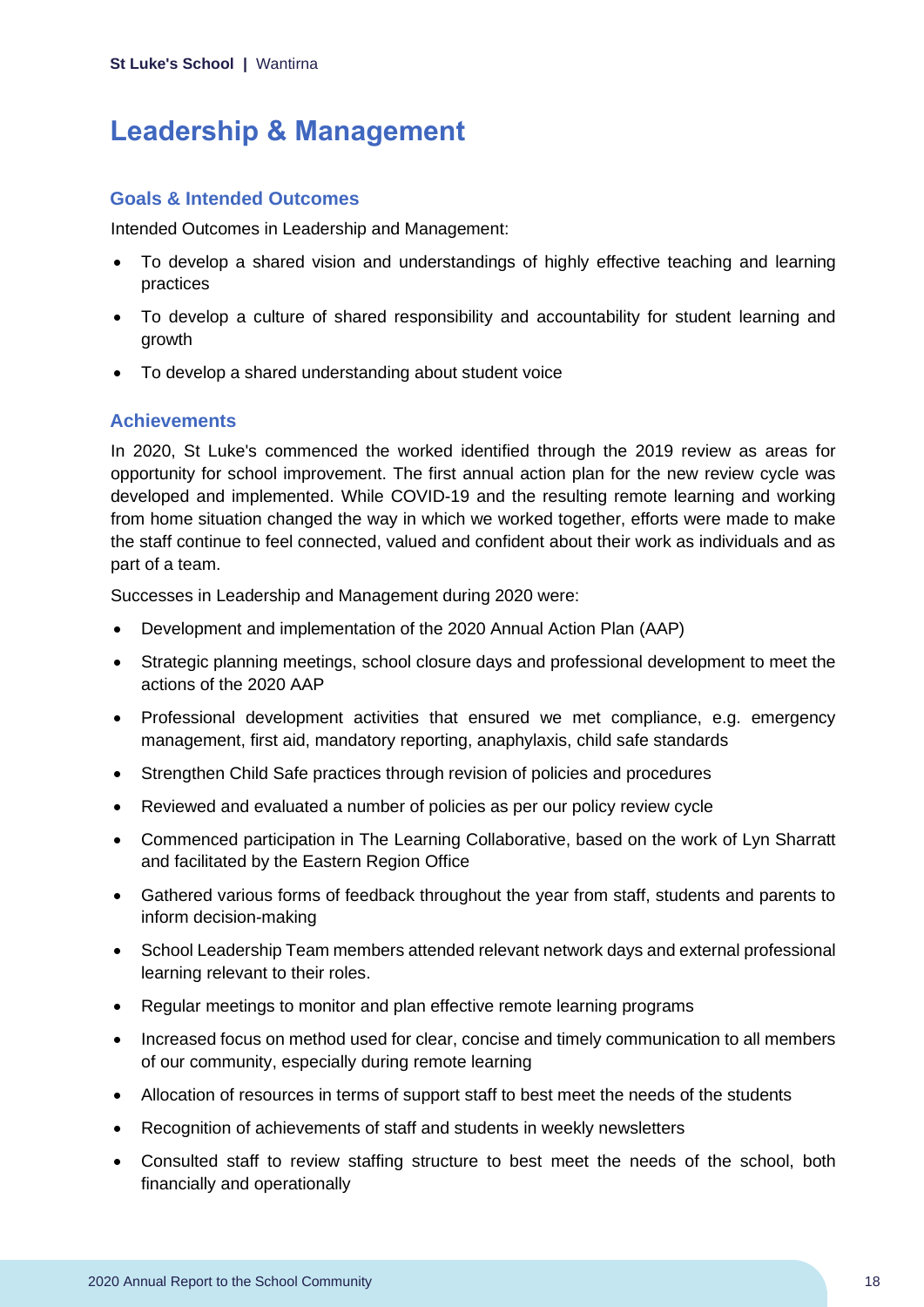# Leadership & Management

## Goals & Intended Outcomes

Intended Outcomes in Leadership and Management:

- To develop a shared vision and understandings of highly effective teaching and learning practices
- To develop a culture of shared responsibility and accountability for student learning and growth
- To develop a shared understanding about student voice

## Achievements

In 2020, St Luke's commenced the worked identified through the 2019 review as areas for opportunity for school improvement. The first annual action plan for the new review cycle was developed and implemented. While COVID-19 and the resulting remote learning and working from home situation changed the way in which we worked together, efforts were made to make the staff continue to feel connected, valued and confident about their work as individuals and as part of a team.

Successes in Leadership and Management during 2020 were:

- Development and implementation of the 2020 Annual Action Plan (AAP)
- Strategic planning meetings, school closure days and professional development to meet the actions of the 2020 AAP
- Professional development activities that ensured we met compliance, e.g. emergency management, first aid, mandatory reporting, anaphylaxis, child safe standards
- Strengthen Child Safe practices through revision of policies and procedures
- Reviewed and evaluated a number of policies as per our policy review cycle
- Commenced participation in The Learning Collaborative, based on the work of Lyn Sharratt and facilitated by the Eastern Region Office
- Gathered various forms of feedback throughout the year from staff, students and parents to inform decision-making
- School Leadership Team members attended relevant network days and external professional learning relevant to their roles.
- Regular meetings to monitor and plan effective remote learning programs
- Increased focus on method used for clear, concise and timely communication to all members of our community, especially during remote learning
- Allocation of resources in terms of support staff to best meet the needs of the students
- Recognition of achievements of staff and students in weekly newsletters
- Consulted staff to review staffing structure to best meet the needs of the school, both financially and operationally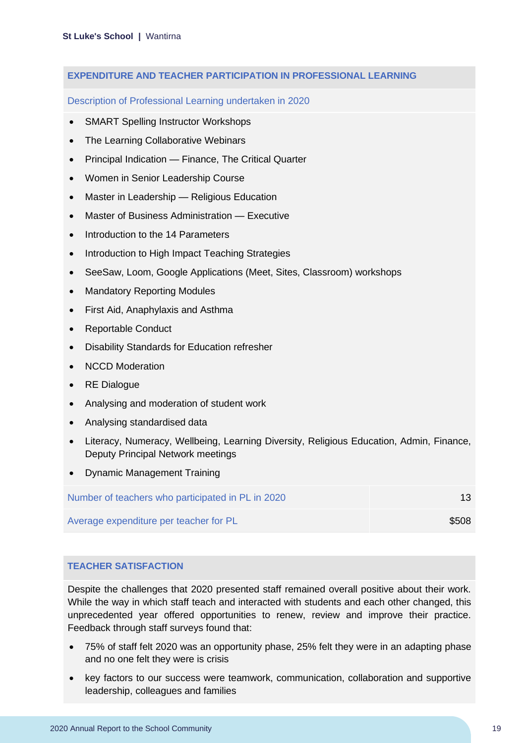## EXPENDITURE AND TEACHER PARTICIPATION IN PROFESSIONAL LEARNING

### Description of Professional Learning undertaken in 2020

- SMART Spelling Instructor Workshops
- The Learning Collaborative Webinars
- Principal Indication — Finance, The Critical Quarter
- Women in Senior Leadership Course
- Master in Leadership — Religious Education
- Master of Business Administration — Executive
- Introduction to the 14 Parameters
- Introduction to High Impact Teaching Strategies
- SeeSaw, Loom, Google Applications (Meet, Sites, Classroom) workshops
- Mandatory Reporting Modules
- First Aid, Anaphylaxis and Asthma
- Reportable Conduct
- Disability Standards for Education refresher
- NCCD Moderation
- RE Dialogue
- Analysing and moderation of student work
- Analysing standardised data
- Literacy, Numeracy, Wellbeing, Learning Diversity, Religious Education, Admin, Finance, Deputy Principal Network meetings
- Dynamic Management Training

| | |
|---|---|
| Number of teachers who participated in PL in 2020 | 13 |
| Average expenditure per teacher for PL | $508 |

## TEACHER SATISFACTION

Despite the challenges that 2020 presented staff remained overall positive about their work. While the way in which staff teach and interacted with students and each other changed, this unprecedented year offered opportunities to renew, review and improve their practice. Feedback through staff surveys found that:

- 75% of staff felt 2020 was an opportunity phase, 25% felt they were in an adapting phase and no one felt they were is crisis
- key factors to our success were teamwork, communication, collaboration and supportive leadership, colleagues and families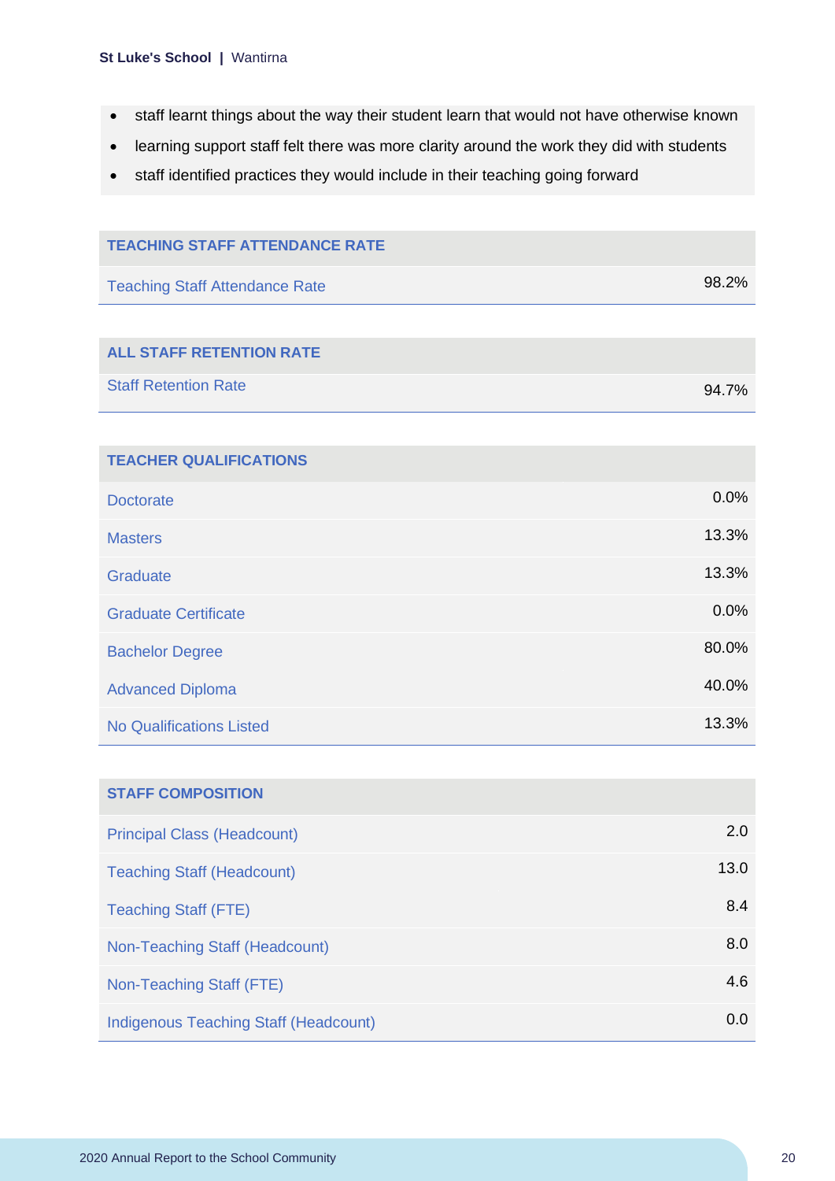- staff learnt things about the way their student learn that would not have otherwise known
- learning support staff felt there was more clarity around the work they did with students
- staff identified practices they would include in their teaching going forward

| TEACHING STAFF ATTENDANCE RATE | |
|---|---|
| Teaching Staff Attendance Rate | 98.2% |

| ALL STAFF RETENTION RATE | |
|---|---|
| Staff Retention Rate | 94.7% |

| TEACHER QUALIFICATIONS | |
|---|---|
| Doctorate | 0.0% |
| Masters | 13.3% |
| Graduate | 13.3% |
| Graduate Certificate | 0.0% |
| Bachelor Degree | 80.0% |
| Advanced Diploma | 40.0% |
| No Qualifications Listed | 13.3% |

| STAFF COMPOSITION | |
|---|---|
| Principal Class (Headcount) | 2.0 |
| Teaching Staff (Headcount) | 13.0 |
| Teaching Staff (FTE) | 8.4 |
| Non-Teaching Staff (Headcount) | 8.0 |
| Non-Teaching Staff (FTE) | 4.6 |
| Indigenous Teaching Staff (Headcount) | 0.0 |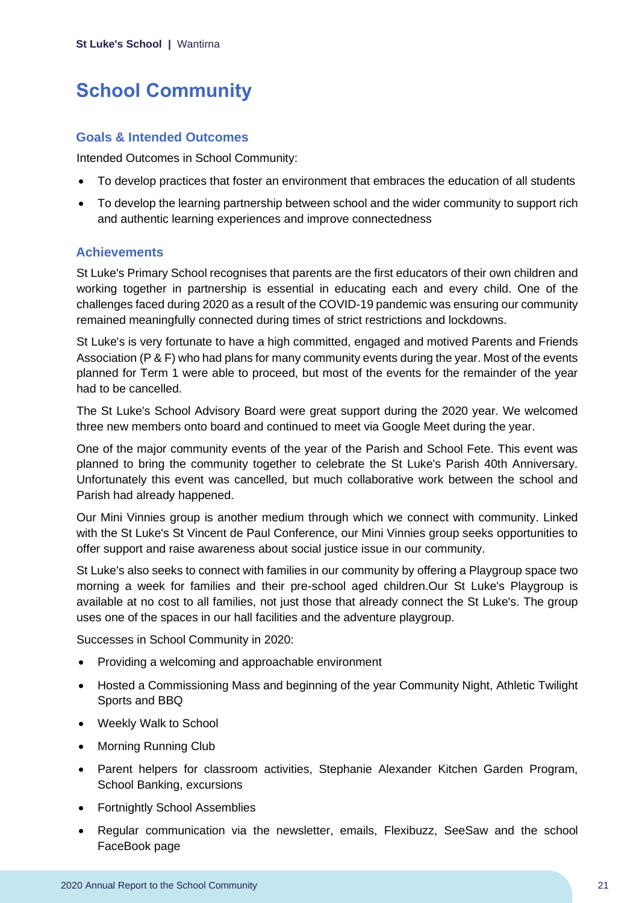# School Community

## Goals & Intended Outcomes

Intended Outcomes in School Community:

- To develop practices that foster an environment that embraces the education of all students
- To develop the learning partnership between school and the wider community to support rich and authentic learning experiences and improve connectedness

## Achievements

St Luke's Primary School recognises that parents are the first educators of their own children and working together in partnership is essential in educating each and every child. One of the challenges faced during 2020 as a result of the COVID-19 pandemic was ensuring our community remained meaningfully connected during times of strict restrictions and lockdowns.

St Luke's is very fortunate to have a high committed, engaged and motived Parents and Friends Association (P & F) who had plans for many community events during the year. Most of the events planned for Term 1 were able to proceed, but most of the events for the remainder of the year had to be cancelled.

The St Luke's School Advisory Board were great support during the 2020 year. We welcomed three new members onto board and continued to meet via Google Meet during the year.

One of the major community events of the year of the Parish and School Fete. This event was planned to bring the community together to celebrate the St Luke's Parish 40th Anniversary. Unfortunately this event was cancelled, but much collaborative work between the school and Parish had already happened.

Our Mini Vinnies group is another medium through which we connect with community. Linked with the St Luke's St Vincent de Paul Conference, our Mini Vinnies group seeks opportunities to offer support and raise awareness about social justice issue in our community.

St Luke's also seeks to connect with families in our community by offering a Playgroup space two morning a week for families and their pre-school aged children.Our St Luke's Playgroup is available at no cost to all families, not just those that already connect the St Luke's. The group uses one of the spaces in our hall facilities and the adventure playgroup.

Successes in School Community in 2020:

- Providing a welcoming and approachable environment
- Hosted a Commissioning Mass and beginning of the year Community Night, Athletic Twilight Sports and BBQ
- Weekly Walk to School
- Morning Running Club
- Parent helpers for classroom activities, Stephanie Alexander Kitchen Garden Program, School Banking, excursions
- Fortnightly School Assemblies
- Regular communication via the newsletter, emails, Flexibuzz, SeeSaw and the school FaceBook page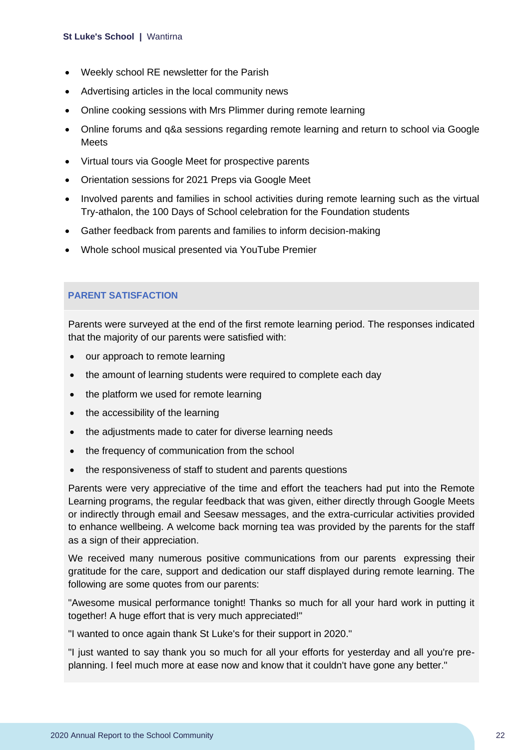- Weekly school RE newsletter for the Parish
- Advertising articles in the local community news
- Online cooking sessions with Mrs Plimmer during remote learning
- Online forums and q&a sessions regarding remote learning and return to school via Google Meets
- Virtual tours via Google Meet for prospective parents
- Orientation sessions for 2021 Preps via Google Meet
- Involved parents and families in school activities during remote learning such as the virtual Try-athalon, the 100 Days of School celebration for the Foundation students
- Gather feedback from parents and families to inform decision-making
- Whole school musical presented via YouTube Premier

## PARENT SATISFACTION

Parents were surveyed at the end of the first remote learning period. The responses indicated that the majority of our parents were satisfied with:

- our approach to remote learning
- the amount of learning students were required to complete each day
- the platform we used for remote learning
- the accessibility of the learning
- the adjustments made to cater for diverse learning needs
- the frequency of communication from the school
- the responsiveness of staff to student and parents questions

Parents were very appreciative of the time and effort the teachers had put into the Remote Learning programs, the regular feedback that was given, either directly through Google Meets or indirectly through email and Seesaw messages, and the extra-curricular activities provided to enhance wellbeing. A welcome back morning tea was provided by the parents for the staff as a sign of their appreciation.

We received many numerous positive communications from our parents expressing their gratitude for the care, support and dedication our staff displayed during remote learning. The following are some quotes from our parents:

"Awesome musical performance tonight! Thanks so much for all your hard work in putting it together! A huge effort that is very much appreciated!"

"I wanted to once again thank St Luke's for their support in 2020."

"I just wanted to say thank you so much for all your efforts for yesterday and all you're pre-planning. I feel much more at ease now and know that it couldn't have gone any better."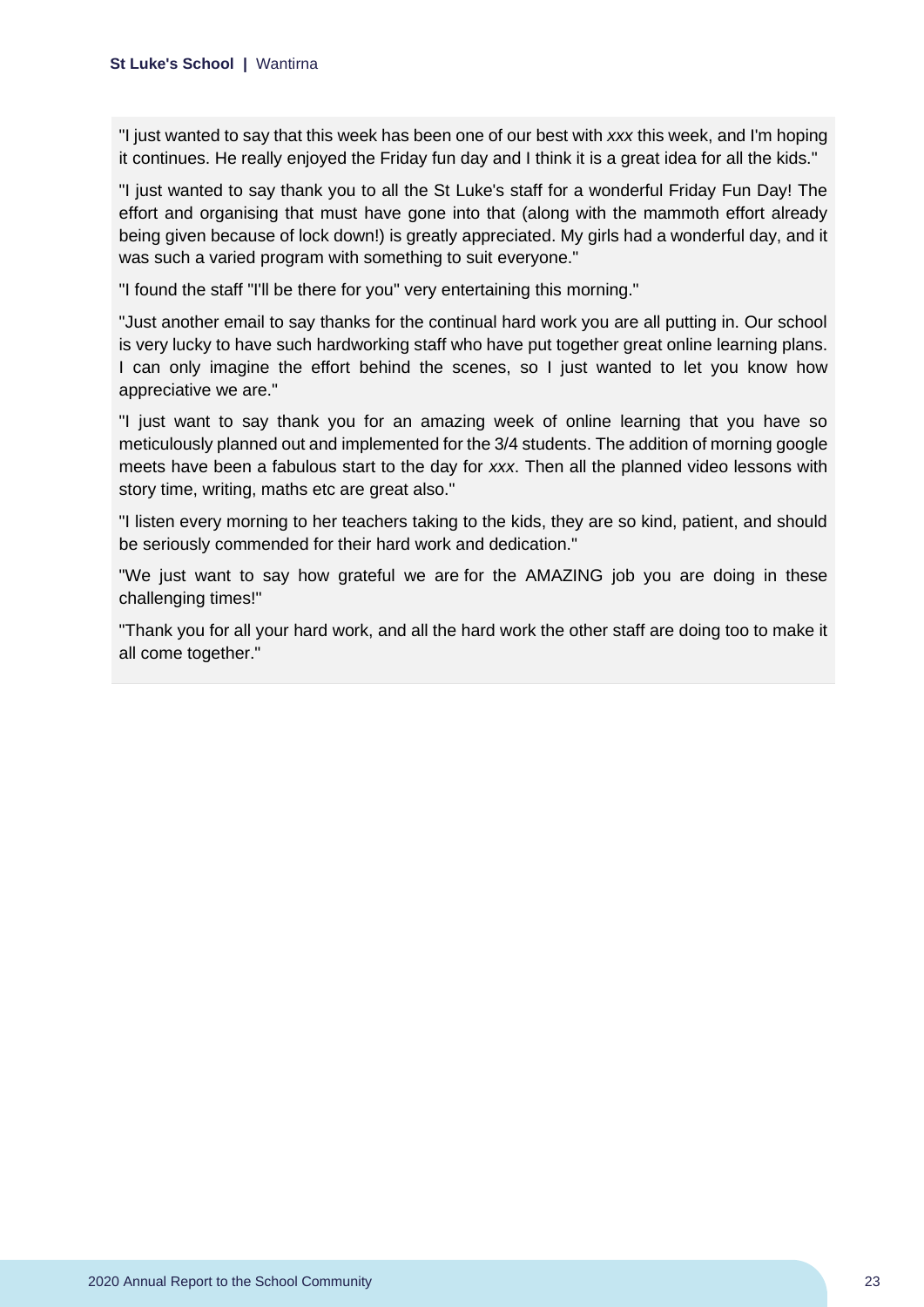"I just wanted to say that this week has been one of our best with *xxx* this week, and I'm hoping it continues. He really enjoyed the Friday fun day and I think it is a great idea for all the kids."

"I just wanted to say thank you to all the St Luke's staff for a wonderful Friday Fun Day! The effort and organising that must have gone into that (along with the mammoth effort already being given because of lock down!) is greatly appreciated. My girls had a wonderful day, and it was such a varied program with something to suit everyone."

"I found the staff "I'll be there for you" very entertaining this morning."

"Just another email to say thanks for the continual hard work you are all putting in. Our school is very lucky to have such hardworking staff who have put together great online learning plans. I can only imagine the effort behind the scenes, so I just wanted to let you know how appreciative we are."

"I just want to say thank you for an amazing week of online learning that you have so meticulously planned out and implemented for the 3/4 students. The addition of morning google meets have been a fabulous start to the day for *xxx*. Then all the planned video lessons with story time, writing, maths etc are great also."

"I listen every morning to her teachers taking to the kids, they are so kind, patient, and should be seriously commended for their hard work and dedication."

"We just want to say how grateful we are for the AMAZING job you are doing in these challenging times!"

"Thank you for all your hard work, and all the hard work the other staff are doing too to make it all come together."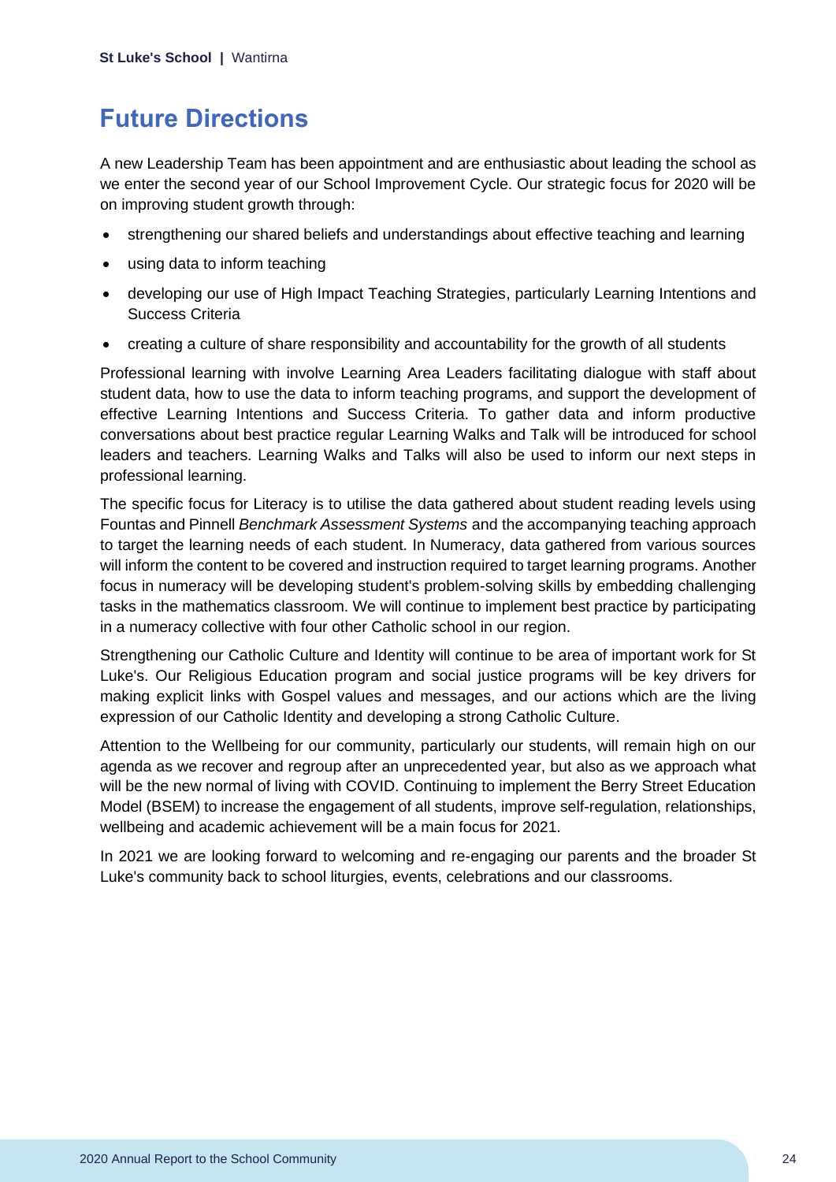## Future Directions

A new Leadership Team has been appointment and are enthusiastic about leading the school as we enter the second year of our School Improvement Cycle. Our strategic focus for 2020 will be on improving student growth through:

- strengthening our shared beliefs and understandings about effective teaching and learning
- using data to inform teaching
- developing our use of High Impact Teaching Strategies, particularly Learning Intentions and Success Criteria
- creating a culture of share responsibility and accountability for the growth of all students

Professional learning with involve Learning Area Leaders facilitating dialogue with staff about student data, how to use the data to inform teaching programs, and support the development of effective Learning Intentions and Success Criteria. To gather data and inform productive conversations about best practice regular Learning Walks and Talk will be introduced for school leaders and teachers. Learning Walks and Talks will also be used to inform our next steps in professional learning.

The specific focus for Literacy is to utilise the data gathered about student reading levels using Fountas and Pinnell *Benchmark Assessment Systems* and the accompanying teaching approach to target the learning needs of each student. In Numeracy, data gathered from various sources will inform the content to be covered and instruction required to target learning programs. Another focus in numeracy will be developing student's problem-solving skills by embedding challenging tasks in the mathematics classroom. We will continue to implement best practice by participating in a numeracy collective with four other Catholic school in our region.

Strengthening our Catholic Culture and Identity will continue to be area of important work for St Luke's. Our Religious Education program and social justice programs will be key drivers for making explicit links with Gospel values and messages, and our actions which are the living expression of our Catholic Identity and developing a strong Catholic Culture.

Attention to the Wellbeing for our community, particularly our students, will remain high on our agenda as we recover and regroup after an unprecedented year, but also as we approach what will be the new normal of living with COVID. Continuing to implement the Berry Street Education Model (BSEM) to increase the engagement of all students, improve self-regulation, relationships, wellbeing and academic achievement will be a main focus for 2021.

In 2021 we are looking forward to welcoming and re-engaging our parents and the broader St Luke's community back to school liturgies, events, celebrations and our classrooms.